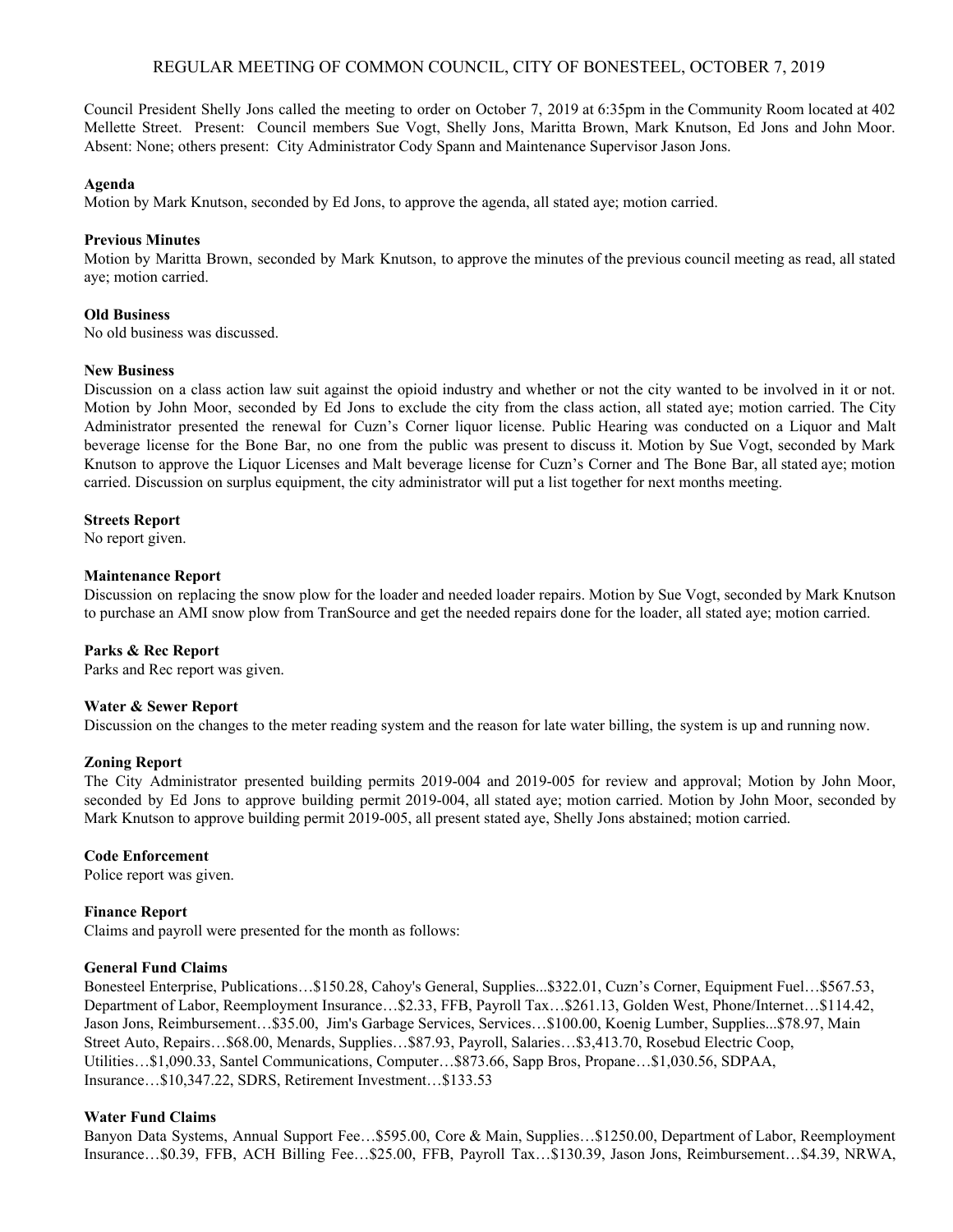# REGULAR MEETING OF COMMON COUNCIL, CITY OF BONESTEEL, OCTOBER 7, 2019

Council President Shelly Jons called the meeting to order on October 7, 2019 at 6:35pm in the Community Room located at 402 Mellette Street. Present: Council members Sue Vogt, Shelly Jons, Maritta Brown, Mark Knutson, Ed Jons and John Moor. Absent: None; others present: City Administrator Cody Spann and Maintenance Supervisor Jason Jons.

**Agenda**

Motion by Mark Knutson, seconded by Ed Jons, to approve the agenda, all stated aye; motion carried.

**Previous Minutes**

Motion by Maritta Brown, seconded by Mark Knutson, to approve the minutes of the previous council meeting as read, all stated aye; motion carried.

**Old Business**

No old business was discussed.

**New Business**

Discussion on a class action law suit against the opioid industry and whether or not the city wanted to be involved in it or not. Motion by John Moor, seconded by Ed Jons to exclude the city from the class action, all stated aye; motion carried. The City Administrator presented the renewal for Cuzn's Corner liquor license. Public Hearing was conducted on a Liquor and Malt beverage license for the Bone Bar, no one from the public was present to discuss it. Motion by Sue Vogt, seconded by Mark Knutson to approve the Liquor Licenses and Malt beverage license for Cuzn's Corner and The Bone Bar, all stated aye; motion carried. Discussion on surplus equipment, the city administrator will put a list together for next months meeting.

**Streets Report**

No report given.

**Maintenance Report**

Discussion on replacing the snow plow for the loader and needed loader repairs. Motion by Sue Vogt, seconded by Mark Knutson to purchase an AMI snow plow from TranSource and get the needed repairs done for the loader, all stated aye; motion carried.

**Parks & Rec Report**

Parks and Rec report was given.

**Water & Sewer Report**

Discussion on the changes to the meter reading system and the reason for late water billing, the system is up and running now.

**Zoning Report**

The City Administrator presented building permits 2019-004 and 2019-005 for review and approval; Motion by John Moor, seconded by Ed Jons to approve building permit 2019-004, all stated aye; motion carried. Motion by John Moor, seconded by Mark Knutson to approve building permit 2019-005, all present stated aye, Shelly Jons abstained; motion carried.

**Code Enforcement**

Police report was given.

**Finance Report**

Claims and payroll were presented for the month as follows:

**General Fund Claims**

Bonesteel Enterprise, Publications…$150.28, Cahoy's General, Supplies...$322.01, Cuzn's Corner, Equipment Fuel…$567.53, Department of Labor, Reemployment Insurance…$2.33, FFB, Payroll Tax…$261.13, Golden West, Phone/Internet…$114.42, Jason Jons, Reimbursement…$35.00, Jim's Garbage Services, Services…$100.00, Koenig Lumber, Supplies...$78.97, Main Street Auto, Repairs…$68.00, Menards, Supplies…$87.93, Payroll, Salaries…$3,413.70, Rosebud Electric Coop, Utilities…$1,090.33, Santel Communications, Computer…$873.66, Sapp Bros, Propane…$1,030.56, SDPAA, Insurance…$10,347.22, SDRS, Retirement Investment…$133.53

**Water Fund Claims**

Banyon Data Systems, Annual Support Fee…$595.00, Core & Main, Supplies…$1250.00, Department of Labor, Reemployment Insurance…$0.39, FFB, ACH Billing Fee…$25.00, FFB, Payroll Tax…$130.39, Jason Jons, Reimbursement…$4.39, NRWA,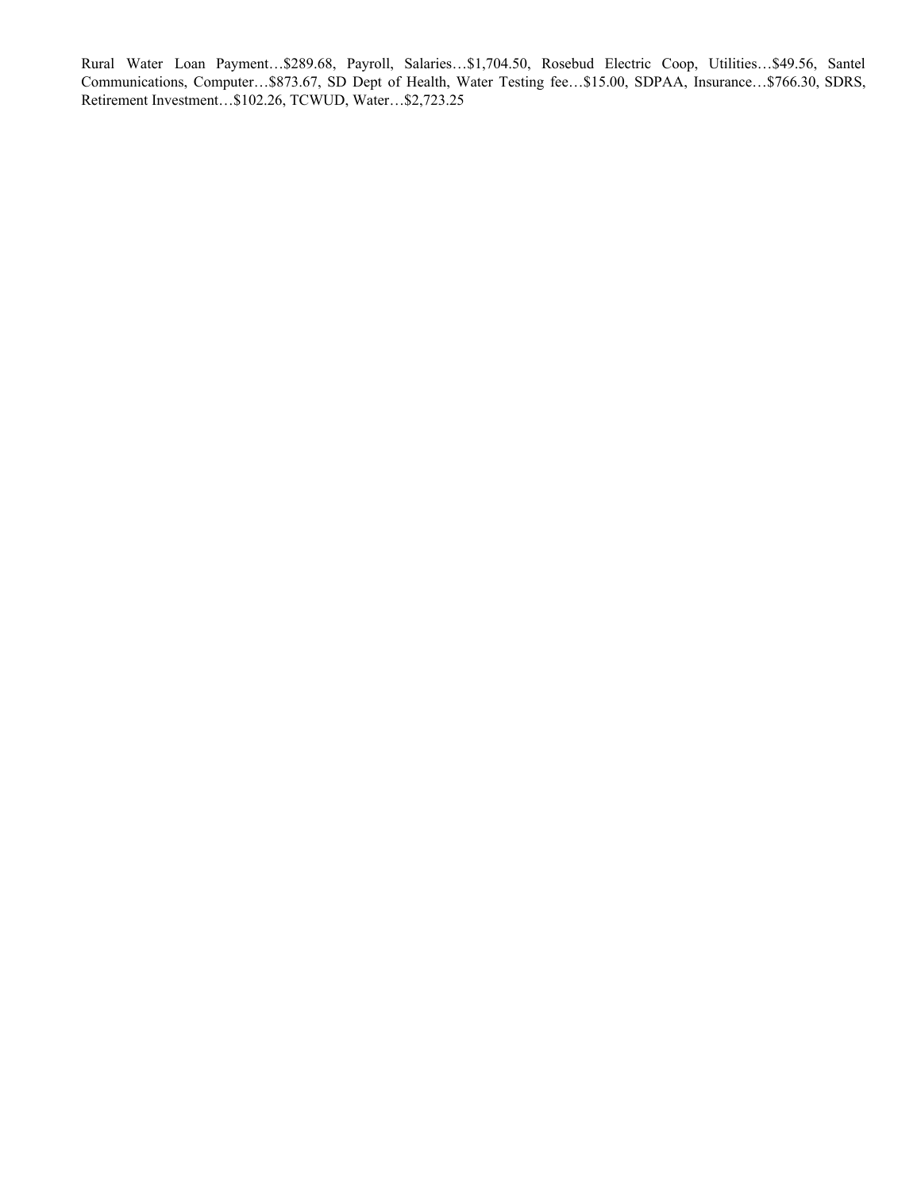Rural Water Loan Payment…$289.68, Payroll, Salaries…$1,704.50, Rosebud Electric Coop, Utilities…$49.56, Santel Communications, Computer…$873.67, SD Dept of Health, Water Testing fee…$15.00, SDPAA, Insurance…$766.30, SDRS, Retirement Investment…$102.26, TCWUD, Water…$2,723.25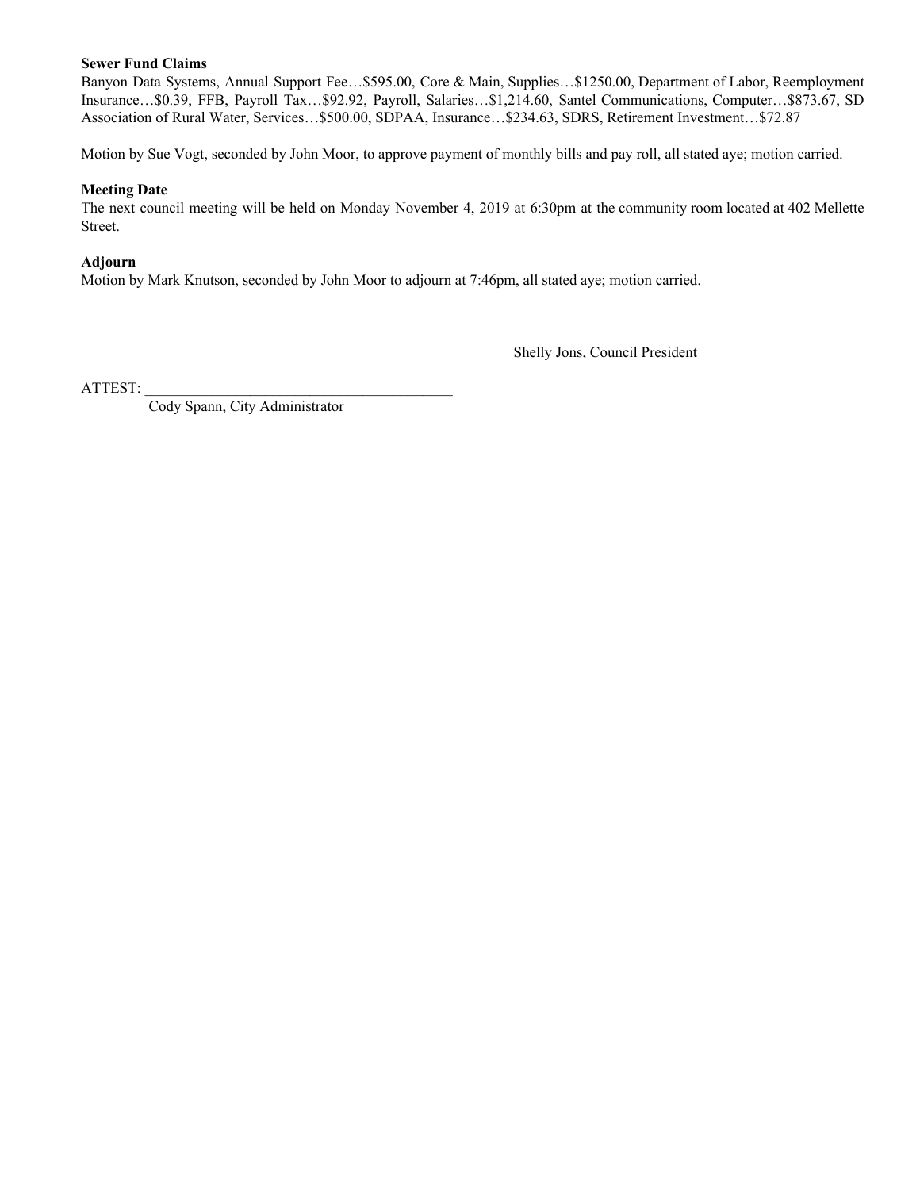**Sewer Fund Claims**

Banyon Data Systems, Annual Support Fee…$595.00, Core & Main, Supplies…$1250.00, Department of Labor, Reemployment Insurance…$0.39, FFB, Payroll Tax…$92.92, Payroll, Salaries…$1,214.60, Santel Communications, Computer…$873.67, SD Association of Rural Water, Services…$500.00, SDPAA, Insurance…$234.63, SDRS, Retirement Investment…$72.87

Motion by Sue Vogt, seconded by John Moor, to approve payment of monthly bills and pay roll, all stated aye; motion carried.

**Meeting Date**

The next council meeting will be held on Monday November 4, 2019 at 6:30pm at the community room located at 402 Mellette Street.

**Adjourn**

Motion by Mark Knutson, seconded by John Moor to adjourn at 7:46pm, all stated aye; motion carried.

Shelly Jons, Council President

ATTEST: \_\_\_\_\_\_\_\_\_\_\_\_\_\_\_\_\_\_\_\_\_\_\_\_\_\_\_\_\_\_\_\_\_\_\_\_\_\_\_\_\_\_

Cody Spann, City Administrator